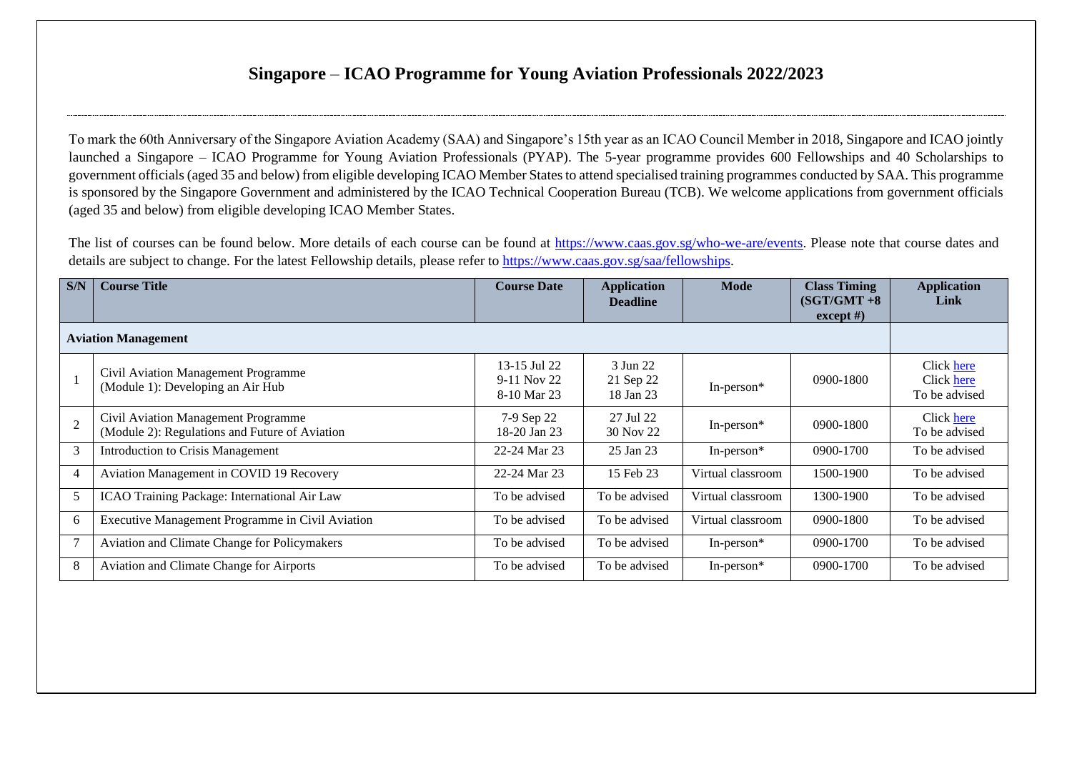# Singapore – ICAO Programme for Young Aviation Professionals 2022/2023

To mark the 60th Anniversary of the Singapore Aviation Academy (SAA) and Singapore's 15th year as an ICAO Council Member in 2018, Singapore and ICAO jointly launched a Singapore – ICAO Programme for Young Aviation Professionals (PYAP). The 5-year programme provides 600 Fellowships and 40 Scholarships to government officials (aged 35 and below) from eligible developing ICAO Member States to attend specialised training programmes conducted by SAA. This programme is sponsored by the Singapore Government and administered by the ICAO Technical Cooperation Bureau (TCB). We welcome applications from government officials (aged 35 and below) from eligible developing ICAO Member States.

The list of courses can be found below. More details of each course can be found at https://www.caas.gov.sg/who-we-are/events. Please note that course dates and details are subject to change. For the latest Fellowship details, please refer to https://www.caas.gov.sg/saa/fellowships.

| S/N | Course Title | Course Date | Application Deadline | Mode | Class Timing (SGT/GMT +8 except #) | Application Link |
|---|---|---|---|---|---|---|
| **Aviation Management** | | | | | | |
| 1 | Civil Aviation Management Programme (Module 1): Developing an Air Hub | 13-15 Jul 22<br>9-11 Nov 22<br>8-10 Mar 23 | 3 Jun 22<br>21 Sep 22<br>18 Jan 23 | In-person* | 0900-1800 | Click here<br>Click here<br>To be advised |
| 2 | Civil Aviation Management Programme (Module 2): Regulations and Future of Aviation | 7-9 Sep 22<br>18-20 Jan 23 | 27 Jul 22<br>30 Nov 22 | In-person* | 0900-1800 | Click here<br>To be advised |
| 3 | Introduction to Crisis Management | 22-24 Mar 23 | 25 Jan 23 | In-person* | 0900-1700 | To be advised |
| 4 | Aviation Management in COVID 19 Recovery | 22-24 Mar 23 | 15 Feb 23 | Virtual classroom | 1500-1900 | To be advised |
| 5 | ICAO Training Package: International Air Law | To be advised | To be advised | Virtual classroom | 1300-1900 | To be advised |
| 6 | Executive Management Programme in Civil Aviation | To be advised | To be advised | Virtual classroom | 0900-1800 | To be advised |
| 7 | Aviation and Climate Change for Policymakers | To be advised | To be advised | In-person* | 0900-1700 | To be advised |
| 8 | Aviation and Climate Change for Airports | To be advised | To be advised | In-person* | 0900-1700 | To be advised |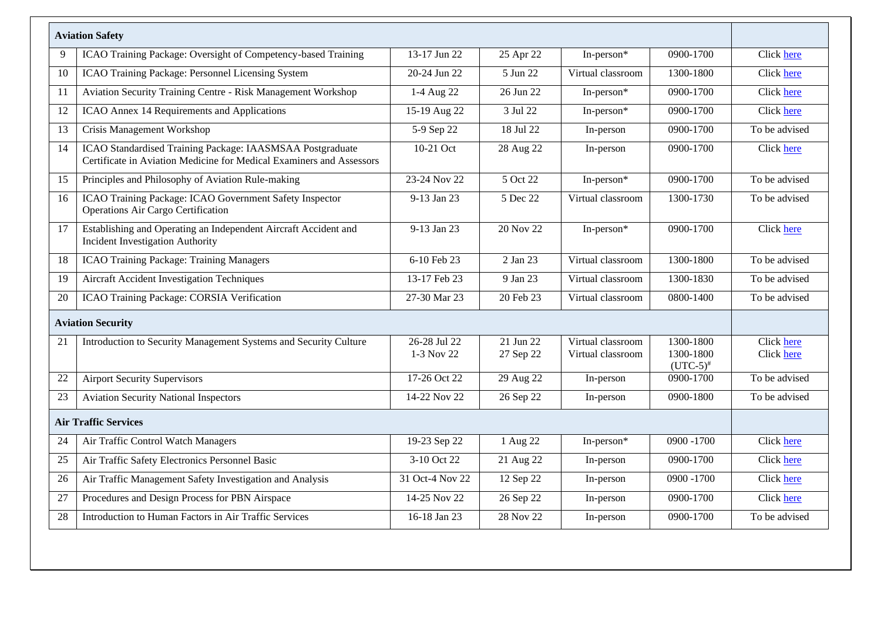| | | | | | | |
|---|---|---|---|---|---|---|
| **Aviation Safety** | | | | | | |
| 9 | ICAO Training Package: Oversight of Competency-based Training | 13-17 Jun 22 | 25 Apr 22 | In-person* | 0900-1700 | Click here |
| 10 | ICAO Training Package: Personnel Licensing System | 20-24 Jun 22 | 5 Jun 22 | Virtual classroom | 1300-1800 | Click here |
| 11 | Aviation Security Training Centre - Risk Management Workshop | 1-4 Aug 22 | 26 Jun 22 | In-person* | 0900-1700 | Click here |
| 12 | ICAO Annex 14 Requirements and Applications | 15-19 Aug 22 | 3 Jul 22 | In-person* | 0900-1700 | Click here |
| 13 | Crisis Management Workshop | 5-9 Sep 22 | 18 Jul 22 | In-person | 0900-1700 | To be advised |
| 14 | ICAO Standardised Training Package: IAASMSAA Postgraduate Certificate in Aviation Medicine for Medical Examiners and Assessors | 10-21 Oct | 28 Aug 22 | In-person | 0900-1700 | Click here |
| 15 | Principles and Philosophy of Aviation Rule-making | 23-24 Nov 22 | 5 Oct 22 | In-person* | 0900-1700 | To be advised |
| 16 | ICAO Training Package: ICAO Government Safety Inspector Operations Air Cargo Certification | 9-13 Jan 23 | 5 Dec 22 | Virtual classroom | 1300-1730 | To be advised |
| 17 | Establishing and Operating an Independent Aircraft Accident and Incident Investigation Authority | 9-13 Jan 23 | 20 Nov 22 | In-person* | 0900-1700 | Click here |
| 18 | ICAO Training Package: Training Managers | 6-10 Feb 23 | 2 Jan 23 | Virtual classroom | 1300-1800 | To be advised |
| 19 | Aircraft Accident Investigation Techniques | 13-17 Feb 23 | 9 Jan 23 | Virtual classroom | 1300-1830 | To be advised |
| 20 | ICAO Training Package: CORSIA Verification | 27-30 Mar 23 | 20 Feb 23 | Virtual classroom | 0800-1400 | To be advised |
| **Aviation Security** | | | | | | |
| 21 | Introduction to Security Management Systems and Security Culture | 26-28 Jul 22<br>1-3 Nov 22 | 21 Jun 22<br>27 Sep 22 | Virtual classroom<br>Virtual classroom | 1300-1800<br>1300-1800 (UTC-5)[#] | Click here<br>Click here |
| 22 | Airport Security Supervisors | 17-26 Oct 22 | 29 Aug 22 | In-person | 0900-1700 | To be advised |
| 23 | Aviation Security National Inspectors | 14-22 Nov 22 | 26 Sep 22 | In-person | 0900-1800 | To be advised |
| **Air Traffic Services** | | | | | | |
| 24 | Air Traffic Control Watch Managers | 19-23 Sep 22 | 1 Aug 22 | In-person* | 0900 -1700 | Click here |
| 25 | Air Traffic Safety Electronics Personnel Basic | 3-10 Oct 22 | 21 Aug 22 | In-person | 0900-1700 | Click here |
| 26 | Air Traffic Management Safety Investigation and Analysis | 31 Oct-4 Nov 22 | 12 Sep 22 | In-person | 0900 -1700 | Click here |
| 27 | Procedures and Design Process for PBN Airspace | 14-25 Nov 22 | 26 Sep 22 | In-person | 0900-1700 | Click here |
| 28 | Introduction to Human Factors in Air Traffic Services | 16-18 Jan 23 | 28 Nov 22 | In-person | 0900-1700 | To be advised |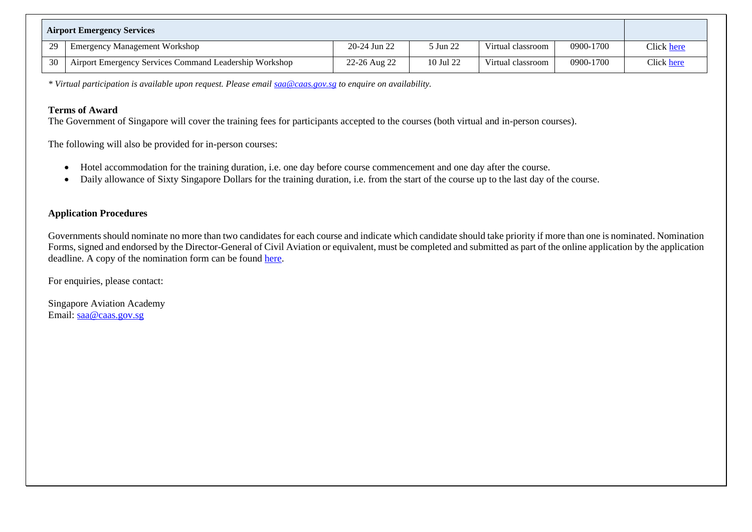| Airport Emergency Services | | | | | | |
|---|---|---|---|---|---|---|
| 29 | Emergency Management Workshop | 20-24 Jun 22 | 5 Jun 22 | Virtual classroom | 0900-1700 | Click here |
| 30 | Airport Emergency Services Command Leadership Workshop | 22-26 Aug 22 | 10 Jul 22 | Virtual classroom | 0900-1700 | Click here |

*\* Virtual participation is available upon request. Please email saa@caas.gov.sg to enquire on availability.*

**Terms of Award**

The Government of Singapore will cover the training fees for participants accepted to the courses (both virtual and in-person courses).

The following will also be provided for in-person courses:

- Hotel accommodation for the training duration, i.e. one day before course commencement and one day after the course.
- Daily allowance of Sixty Singapore Dollars for the training duration, i.e. from the start of the course up to the last day of the course.

**Application Procedures**

Governments should nominate no more than two candidates for each course and indicate which candidate should take priority if more than one is nominated. Nomination Forms, signed and endorsed by the Director-General of Civil Aviation or equivalent, must be completed and submitted as part of the online application by the application deadline. A copy of the nomination form can be found here.

For enquiries, please contact:

Singapore Aviation Academy
Email: saa@caas.gov.sg